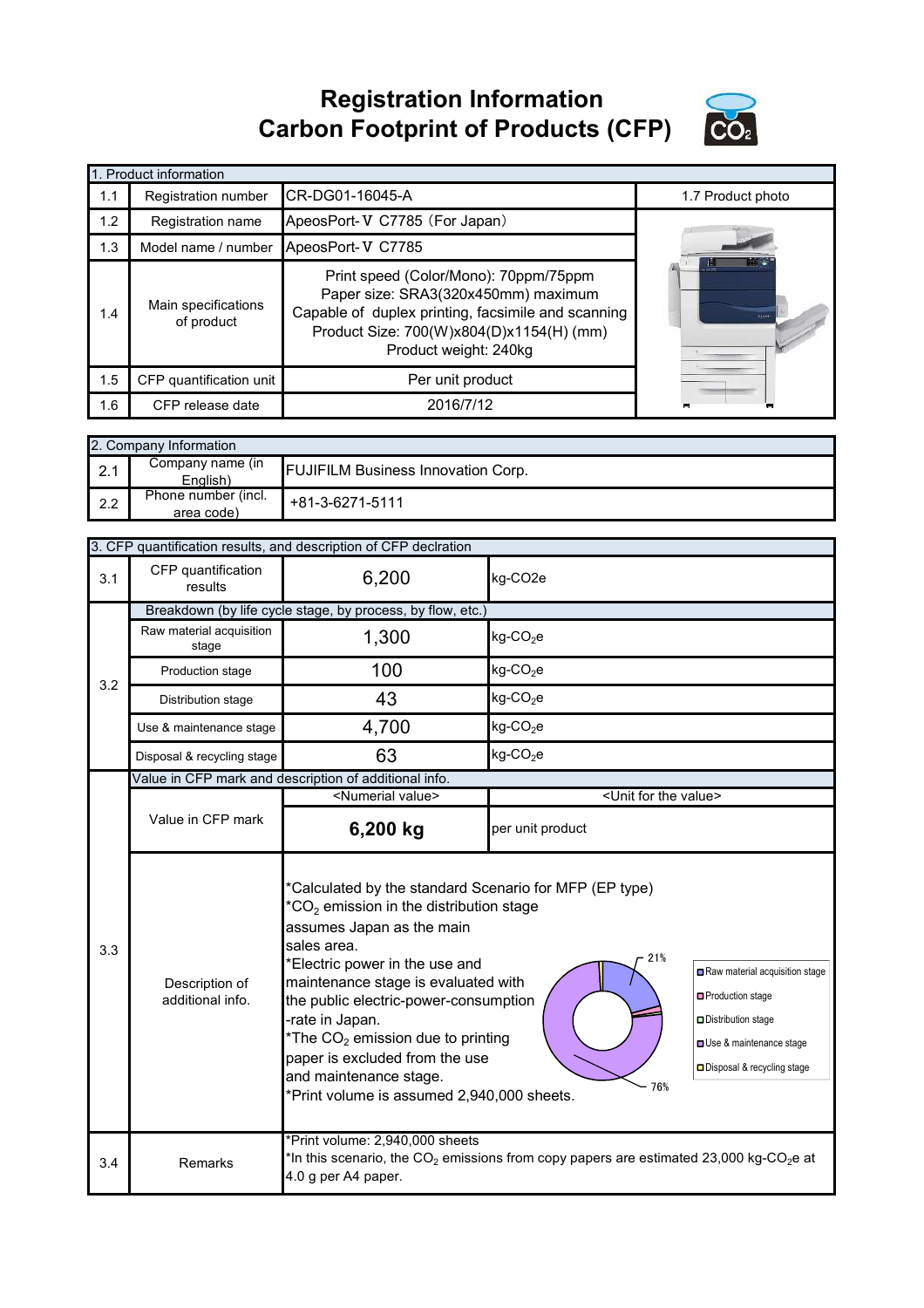# Registration Information
# Carbon Footprint of Products (CFP)

| 1. Product information | | | |
|---|---|---|---|
| 1.1 | Registration number | CR-DG01-16045-A | 1.7 Product photo |
| 1.2 | Registration name | ApeosPort-Ⅴ C7785（For Japan） | |
| 1.3 | Model name / number | ApeosPort-Ⅴ C7785 | |
| 1.4 | Main specifications of product | Print speed (Color/Mono): 70ppm/75ppm<br>Paper size: SRA3(320x450mm) maximum<br>Capable of duplex printing, facsimile and scanning<br>Product Size: 700(W)x804(D)x1154(H) (mm)<br>Product weight: 240kg | |
| 1.5 | CFP quantification unit | Per unit product | |
| 1.6 | CFP release date | 2016/7/12 | |

| 2. Company Information | | |
|---|---|---|
| 2.1 | Company name (in English) | FUJIFILM Business Innovation Corp. |
| 2.2 | Phone number (incl. area code) | +81-3-6271-5111 |

| 3. CFP quantification results, and description of CFP declration | | | |
|---|---|---|---|
| 3.1 | CFP quantification results | 6,200 | kg-CO2e |
| 3.2 | Breakdown (by life cycle stage, by process, by flow, etc.) | | |
| | Raw material acquisition stage | 1,300 | kg-$CO_2$e |
| | Production stage | 100 | kg-$CO_2$e |
| | Distribution stage | 43 | kg-$CO_2$e |
| | Use & maintenance stage | 4,700 | kg-$CO_2$e |
| | Disposal & recycling stage | 63 | kg-$CO_2$e |
| 3.3 | Value in CFP mark and description of additional info. | | |
| | | <Numerial value> | <Unit for the value> |
| | Value in CFP mark | **6,200 kg** | per unit product |
| | Description of additional info. | *Calculated by the standard Scenario for MFP (EP type)<br>*$CO_2$ emission in the distribution stage assumes Japan as the main sales area.<br>*Electric power in the use and maintenance stage is evaluated with the public electric-power-consumption -rate in Japan.<br>*The $CO_2$ emission due to printing paper is excluded from the use and maintenance stage.<br>*Print volume is assumed 2,940,000 sheets.<br>[Chart: 21% Raw material acquisition stage; 76% Use & maintenance stage; Production stage; Distribution stage; Disposal & recycling stage] | |
| 3.4 | Remarks | *Print volume: 2,940,000 sheets<br>*In this scenario, the $CO_2$ emissions from copy papers are estimated 23,000 kg-$CO_2$e at 4.0 g per A4 paper. | |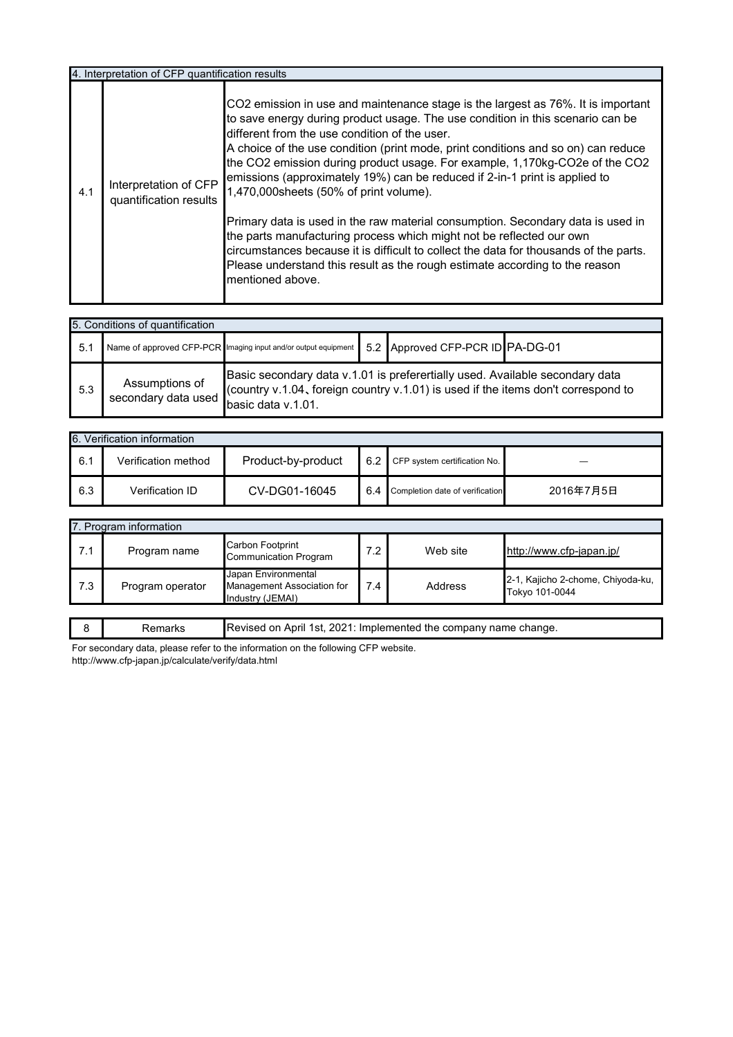## 4. Interpretation of CFP quantification results

| | | |
|---|---|---|
| 4.1 | Interpretation of CFP quantification results | $CO_2$ emission in use and maintenance stage is the largest as 76%. It is important to save energy during product usage. The use condition in this scenario can be different from the use condition of the user.<br>A choice of the use condition (print mode, print conditions and so on) can reduce the $CO_2$ emission during product usage. For example, 1,170kg-CO2e of the $CO_2$ emissions (approximately 19%) can be reduced if 2-in-1 print is applied to 1,470,000sheets (50% of print volume).<br><br>Primary data is used in the raw material consumption. Secondary data is used in the parts manufacturing process which might not be reflected our own circumstances because it is difficult to collect the data for thousands of the parts. Please understand this result as the rough estimate according to the reason mentioned above. |

## 5. Conditions of quantification

| | | | | | |
|---|---|---|---|---|---|
| 5.1 | Name of approved CFP-PCR | Imaging input and/or output equipment | 5.2 | Approved CFP-PCR ID | PA-DG-01 |
| 5.3 | Assumptions of secondary data used | Basic secondary data v.1.01 is preferertially used. Available secondary data (country v.1.04、foreign country v.1.01) is used if the items don't correspond to basic data v.1.01. | | | |

## 6. Verification information

| | | | | | |
|---|---|---|---|---|---|
| 6.1 | Verification method | Product-by-product | 6.2 | CFP system certification No. | — |
| 6.3 | Verification ID | CV-DG01-16045 | 6.4 | Completion date of verification | 2016年7月5日 |

## 7. Program information

| | | | | | |
|---|---|---|---|---|---|
| 7.1 | Program name | Carbon Footprint Communication Program | 7.2 | Web site | http://www.cfp-japan.jp/ |
| 7.3 | Program operator | Japan Environmental Management Association for Industry (JEMAI) | 7.4 | Address | 2-1, Kajicho 2-chome, Chiyoda-ku, Tokyo 101-0044 |

| | | |
|---|---|---|
| 8 | Remarks | Revised on April 1st, 2021: Implemented the company name change. |

For secondary data, please refer to the information on the following CFP website.
http://www.cfp-japan.jp/calculate/verify/data.html